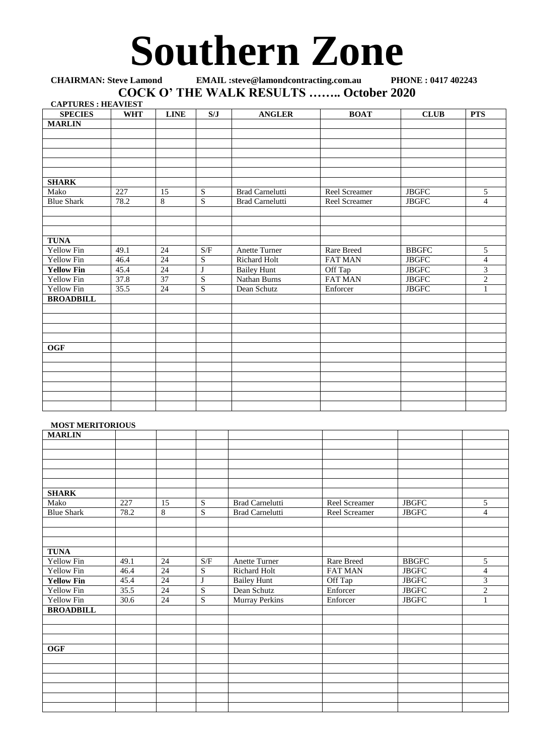# Southern Zone

**CHAIRMAN: Steve Lamond EMAIL :steve@lamondcontracting.com.au PHONE : 0417 402243**

## COCK O' THE WALK RESULTS …….. October 2020

**CAPTURES : HEAVIEST**

| SPECIES | WHT | LINE | S/J | ANGLER | BOAT | CLUB | PTS |
|---|---|---|---|---|---|---|---|
| **MARLIN** | | | | | | | |
| | | | | | | | |
| | | | | | | | |
| | | | | | | | |
| | | | | | | | |
| | | | | | | | |
| **SHARK** | | | | | | | |
| Mako | 227 | 15 | S | Brad Carnelutti | Reel Screamer | JBGFC | 5 |
| Blue Shark | 78.2 | 8 | S | Brad Carnelutti | Reel Screamer | JBGFC | 4 |
| | | | | | | | |
| | | | | | | | |
| | | | | | | | |
| **TUNA** | | | | | | | |
| Yellow Fin | 49.1 | 24 | S/F | Anette Turner | Rare Breed | BBGFC | 5 |
| Yellow Fin | 46.4 | 24 | S | Richard Holt | FAT MAN | JBGFC | 4 |
| **Yellow Fin** | 45.4 | 24 | J | Bailey Hunt | Off Tap | JBGFC | 3 |
| Yellow Fin | 37.8 | 37 | S | Nathan Burns | FAT MAN | JBGFC | 2 |
| Yellow Fin | 35.5 | 24 | S | Dean Schutz | Enforcer | JBGFC | 1 |
| **BROADBILL** | | | | | | | |
| | | | | | | | |
| | | | | | | | |
| | | | | | | | |
| | | | | | | | |
| **OGF** | | | | | | | |
| | | | | | | | |
| | | | | | | | |
| | | | | | | | |
| | | | | | | | |
| | | | | | | | |
| | | | | | | | |

**MOST MERITORIOUS**

| | | | | | | | |
|---|---|---|---|---|---|---|---|
| **MARLIN** | | | | | | | |
| | | | | | | | |
| | | | | | | | |
| | | | | | | | |
| | | | | | | | |
| | | | | | | | |
| **SHARK** | | | | | | | |
| Mako | 227 | 15 | S | Brad Carnelutti | Reel Screamer | JBGFC | 5 |
| Blue Shark | 78.2 | 8 | S | Brad Carnelutti | Reel Screamer | JBGFC | 4 |
| | | | | | | | |
| | | | | | | | |
| | | | | | | | |
| **TUNA** | | | | | | | |
| Yellow Fin | 49.1 | 24 | S/F | Anette Turner | Rare Breed | BBGFC | 5 |
| Yellow Fin | 46.4 | 24 | S | Richard Holt | FAT MAN | JBGFC | 4 |
| **Yellow Fin** | 45.4 | 24 | J | Bailey Hunt | Off Tap | JBGFC | 3 |
| Yellow Fin | 35.5 | 24 | S | Dean Schutz | Enforcer | JBGFC | 2 |
| Yellow Fin | 30.6 | 24 | S | Murray Perkins | Enforcer | JBGFC | 1 |
| **BROADBILL** | | | | | | | |
| | | | | | | | |
| | | | | | | | |
| | | | | | | | |
| **OGF** | | | | | | | |
| | | | | | | | |
| | | | | | | | |
| | | | | | | | |
| | | | | | | | |
| | | | | | | | |
| | | | | | | | |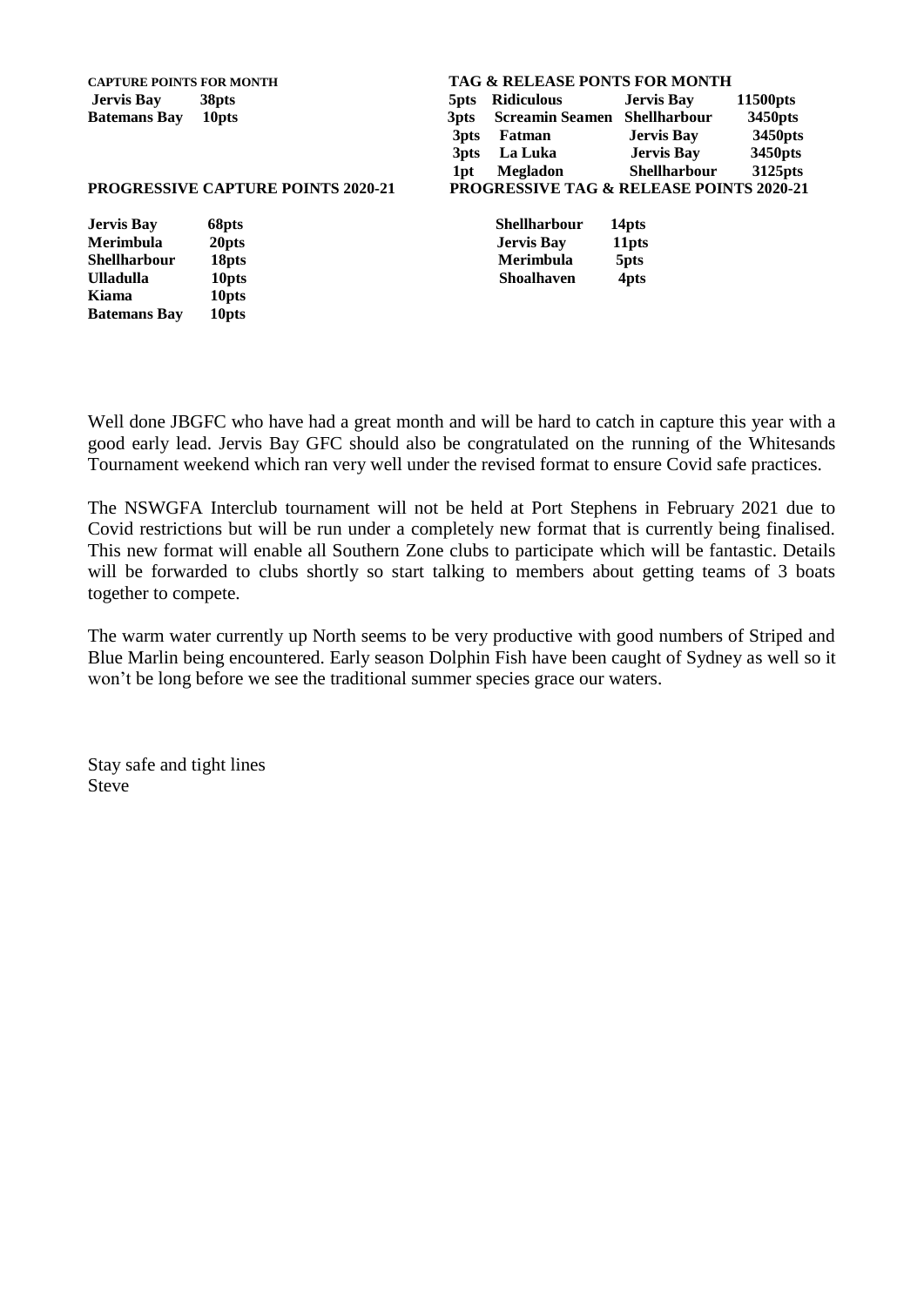**CAPTURE POINTS FOR MONTH**

| | |
|---|---|
| **Jervis Bay** | **38pts** |
| **Batemans Bay** | **10pts** |

**TAG & RELEASE PONTS FOR MONTH**

| | | | |
|---|---|---|---|
| **5pts** | **Ridiculous** | **Jervis Bay** | **11500pts** |
| **3pts** | **Screamin Seamen** | **Shellharbour** | **3450pts** |
| **3pts** | **Fatman** | **Jervis Bay** | **3450pts** |
| **3pts** | **La Luka** | **Jervis Bay** | **3450pts** |
| **1pt** | **Megladon** | **Shellharbour** | **3125pts** |

**PROGRESSIVE CAPTURE POINTS 2020-21**

| | |
|---|---|
| **Jervis Bay** | **68pts** |
| **Merimbula** | **20pts** |
| **Shellharbour** | **18pts** |
| **Ulladulla** | **10pts** |
| **Kiama** | **10pts** |
| **Batemans Bay** | **10pts** |

**PROGRESSIVE TAG & RELEASE POINTS 2020-21**

| | |
|---|---|
| **Shellharbour** | **14pts** |
| **Jervis Bay** | **11pts** |
| **Merimbula** | **5pts** |
| **Shoalhaven** | **4pts** |

Well done JBGFC who have had a great month and will be hard to catch in capture this year with a good early lead. Jervis Bay GFC should also be congratulated on the running of the Whitesands Tournament weekend which ran very well under the revised format to ensure Covid safe practices.

The NSWGFA Interclub tournament will not be held at Port Stephens in February 2021 due to Covid restrictions but will be run under a completely new format that is currently being finalised. This new format will enable all Southern Zone clubs to participate which will be fantastic. Details will be forwarded to clubs shortly so start talking to members about getting teams of 3 boats together to compete.

The warm water currently up North seems to be very productive with good numbers of Striped and Blue Marlin being encountered. Early season Dolphin Fish have been caught of Sydney as well so it won't be long before we see the traditional summer species grace our waters.

Stay safe and tight lines
Steve